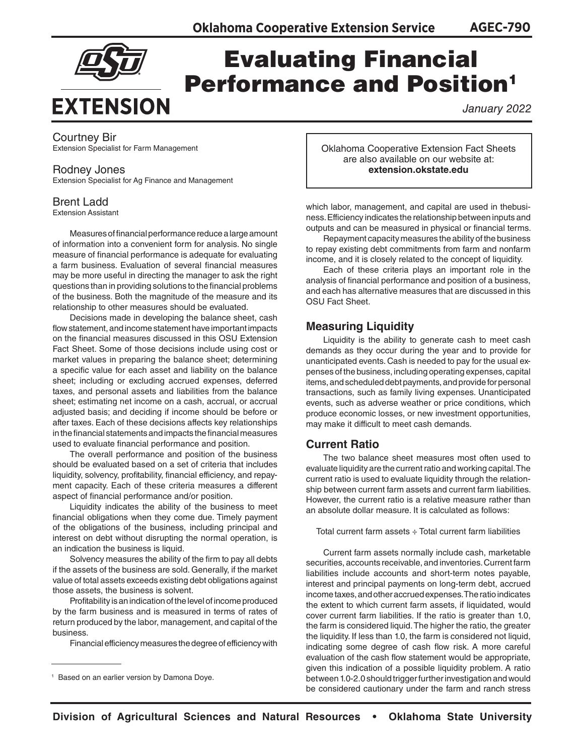Oklahoma Cooperative Extension Service AGEC-790

# Evaluating Financial Performance and Position[1]

*January 2022*

Courtney Bir
Extension Specialist for Farm Management

Rodney Jones
Extension Specialist for Ag Finance and Management

Brent Ladd
Extension Assistant

Oklahoma Cooperative Extension Fact Sheets are also available on our website at: **extension.okstate.edu**

Measures of financial performance reduce a large amount of information into a convenient form for analysis. No single measure of financial performance is adequate for evaluating a farm business. Evaluation of several financial measures may be more useful in directing the manager to ask the right questions than in providing solutions to the financial problems of the business. Both the magnitude of the measure and its relationship to other measures should be evaluated.

Decisions made in developing the balance sheet, cash flow statement, and income statement have important impacts on the financial measures discussed in this OSU Extension Fact Sheet. Some of those decisions include using cost or market values in preparing the balance sheet; determining a specific value for each asset and liability on the balance sheet; including or excluding accrued expenses, deferred taxes, and personal assets and liabilities from the balance sheet; estimating net income on a cash, accrual, or accrual adjusted basis; and deciding if income should be before or after taxes. Each of these decisions affects key relationships in the financial statements and impacts the financial measures used to evaluate financial performance and position.

The overall performance and position of the business should be evaluated based on a set of criteria that includes liquidity, solvency, profitability, financial efficiency, and repayment capacity. Each of these criteria measures a different aspect of financial performance and/or position.

Liquidity indicates the ability of the business to meet financial obligations when they come due. Timely payment of the obligations of the business, including principal and interest on debt without disrupting the normal operation, is an indication the business is liquid.

Solvency measures the ability of the firm to pay all debts if the assets of the business are sold. Generally, if the market value of total assets exceeds existing debt obligations against those assets, the business is solvent.

Profitability is an indication of the level of income produced by the farm business and is measured in terms of rates of return produced by the labor, management, and capital of the business.

Financial efficiency measures the degree of efficiency with which labor, management, and capital are used in thebusiness. Efficiency indicates the relationship between inputs and outputs and can be measured in physical or financial terms.

Repayment capacity measures the ability of the business to repay existing debt commitments from farm and nonfarm income, and it is closely related to the concept of liquidity.

Each of these criteria plays an important role in the analysis of financial performance and position of a business, and each has alternative measures that are discussed in this OSU Fact Sheet.

## Measuring Liquidity

Liquidity is the ability to generate cash to meet cash demands as they occur during the year and to provide for unanticipated events. Cash is needed to pay for the usual expenses of the business, including operating expenses, capital items, and scheduled debt payments, and provide for personal transactions, such as family living expenses. Unanticipated events, such as adverse weather or price conditions, which produce economic losses, or new investment opportunities, may make it difficult to meet cash demands.

## Current Ratio

The two balance sheet measures most often used to evaluate liquidity are the current ratio and working capital. The current ratio is used to evaluate liquidity through the relationship between current farm assets and current farm liabilities. However, the current ratio is a relative measure rather than an absolute dollar measure. It is calculated as follows:

Total current farm assets ÷ Total current farm liabilities

Current farm assets normally include cash, marketable securities, accounts receivable, and inventories. Current farm liabilities include accounts and short-term notes payable, interest and principal payments on long-term debt, accrued income taxes, and other accrued expenses. The ratio indicates the extent to which current farm assets, if liquidated, would cover current farm liabilities. If the ratio is greater than 1.0, the farm is considered liquid. The higher the ratio, the greater the liquidity. If less than 1.0, the farm is considered not liquid, indicating some degree of cash flow risk. A more careful evaluation of the cash flow statement would be appropriate, given this indication of a possible liquidity problem. A ratio between 1.0-2.0 should trigger further investigation and would be considered cautionary under the farm and ranch stress

[1] Based on an earlier version by Damona Doye.

Division of Agricultural Sciences and Natural Resources • Oklahoma State University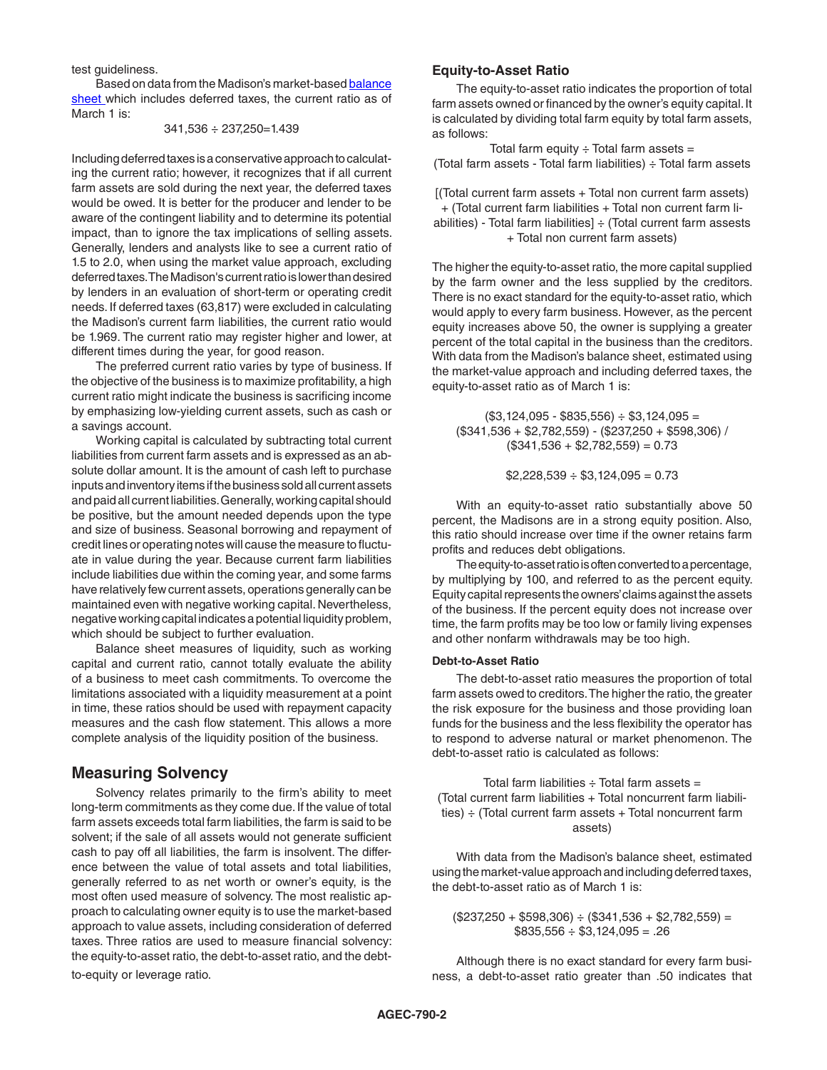test guideliness.

Based on data from the Madison's market-based balance sheet which includes deferred taxes, the current ratio as of March 1 is:

341,536 ÷ 237,250=1.439

Including deferred taxes is a conservative approach to calculating the current ratio; however, it recognizes that if all current farm assets are sold during the next year, the deferred taxes would be owed. It is better for the producer and lender to be aware of the contingent liability and to determine its potential impact, than to ignore the tax implications of selling assets. Generally, lenders and analysts like to see a current ratio of 1.5 to 2.0, when using the market value approach, excluding deferred taxes. The Madison's current ratio is lower than desired by lenders in an evaluation of short-term or operating credit needs. If deferred taxes (63,817) were excluded in calculating the Madison's current farm liabilities, the current ratio would be 1.969. The current ratio may register higher and lower, at different times during the year, for good reason.

The preferred current ratio varies by type of business. If the objective of the business is to maximize profitability, a high current ratio might indicate the business is sacrificing income by emphasizing low-yielding current assets, such as cash or a savings account.

Working capital is calculated by subtracting total current liabilities from current farm assets and is expressed as an absolute dollar amount. It is the amount of cash left to purchase inputs and inventory items if the business sold all current assets and paid all current liabilities. Generally, working capital should be positive, but the amount needed depends upon the type and size of business. Seasonal borrowing and repayment of credit lines or operating notes will cause the measure to fluctuate in value during the year. Because current farm liabilities include liabilities due within the coming year, and some farms have relatively few current assets, operations generally can be maintained even with negative working capital. Nevertheless, negative working capital indicates a potential liquidity problem, which should be subject to further evaluation.

Balance sheet measures of liquidity, such as working capital and current ratio, cannot totally evaluate the ability of a business to meet cash commitments. To overcome the limitations associated with a liquidity measurement at a point in time, these ratios should be used with repayment capacity measures and the cash flow statement. This allows a more complete analysis of the liquidity position of the business.

## Measuring Solvency

Solvency relates primarily to the firm's ability to meet long-term commitments as they come due. If the value of total farm assets exceeds total farm liabilities, the farm is said to be solvent; if the sale of all assets would not generate sufficient cash to pay off all liabilities, the farm is insolvent. The difference between the value of total assets and total liabilities, generally referred to as net worth or owner's equity, is the most often used measure of solvency. The most realistic approach to calculating owner equity is to use the market-based approach to value assets, including consideration of deferred taxes. Three ratios are used to measure financial solvency: the equity-to-asset ratio, the debt-to-asset ratio, and the debt-to-equity or leverage ratio.

### Equity-to-Asset Ratio

The equity-to-asset ratio indicates the proportion of total farm assets owned or financed by the owner's equity capital. It is calculated by dividing total farm equity by total farm assets, as follows:

Total farm equity ÷ Total farm assets =
(Total farm assets - Total farm liabilities) ÷ Total farm assets

[(Total current farm assets + Total non current farm assets) + (Total current farm liabilities + Total non current farm liabilities) - Total farm liabilities] ÷ (Total current farm assests + Total non current farm assets)

The higher the equity-to-asset ratio, the more capital supplied by the farm owner and the less supplied by the creditors. There is no exact standard for the equity-to-asset ratio, which would apply to every farm business. However, as the percent equity increases above 50, the owner is supplying a greater percent of the total capital in the business than the creditors. With data from the Madison's balance sheet, estimated using the market-value approach and including deferred taxes, the equity-to-asset ratio as of March 1 is:

($3,124,095 - $835,556) ÷ $3,124,095 =
($341,536 + $2,782,559) - ($237,250 + $598,306) / ($341,536 + $2,782,559) = 0.73

$2,228,539 ÷ $3,124,095 = 0.73

With an equity-to-asset ratio substantially above 50 percent, the Madisons are in a strong equity position. Also, this ratio should increase over time if the owner retains farm profits and reduces debt obligations.

The equity-to-asset ratio is often converted to a percentage, by multiplying by 100, and referred to as the percent equity. Equity capital represents the owners' claims against the assets of the business. If the percent equity does not increase over time, the farm profits may be too low or family living expenses and other nonfarm withdrawals may be too high.

#### Debt-to-Asset Ratio

The debt-to-asset ratio measures the proportion of total farm assets owed to creditors. The higher the ratio, the greater the risk exposure for the business and those providing loan funds for the business and the less flexibility the operator has to respond to adverse natural or market phenomenon. The debt-to-asset ratio is calculated as follows:

Total farm liabilities ÷ Total farm assets =
(Total current farm liabilities + Total noncurrent farm liabilities) ÷ (Total current farm assets + Total noncurrent farm assets)

With data from the Madison's balance sheet, estimated using the market-value approach and including deferred taxes, the debt-to-asset ratio as of March 1 is:

($237,250 + $598,306) ÷ ($341,536 + $2,782,559) =
$835,556 ÷ $3,124,095 = .26

Although there is no exact standard for every farm business, a debt-to-asset ratio greater than .50 indicates that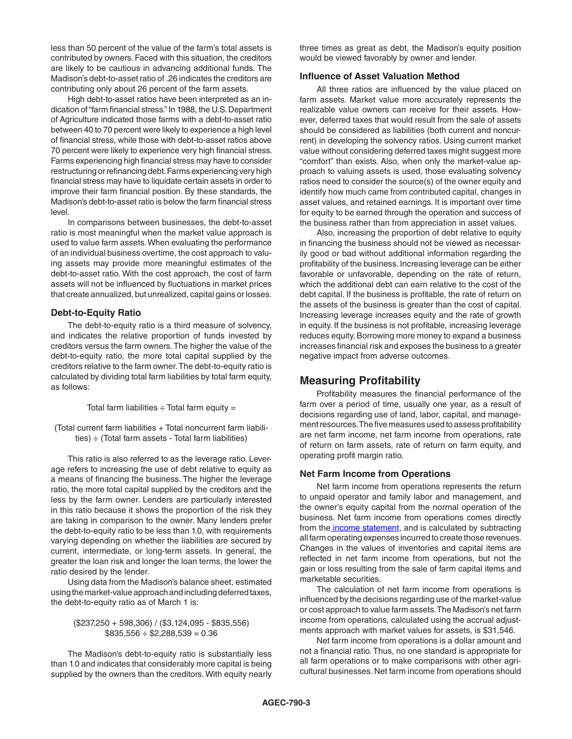less than 50 percent of the value of the farm's total assets is contributed by owners. Faced with this situation, the creditors are likely to be cautious in advancing additional funds. The Madison's debt-to-asset ratio of .26 indicates the creditors are contributing only about 26 percent of the farm assets.

High debt-to-asset ratios have been interpreted as an indication of "farm financial stress." In 1988, the U.S. Department of Agriculture indicated those farms with a debt-to-asset ratio between 40 to 70 percent were likely to experience a high level of financial stress, while those with debt-to-asset ratios above 70 percent were likely to experience very high financial stress. Farms experiencing high financial stress may have to consider restructuring or refinancing debt. Farms experiencing very high financial stress may have to liquidate certain assets in order to improve their farm financial position. By these standards, the Madison's debt-to-asset ratio is below the farm financial stress level.

In comparisons between businesses, the debt-to-asset ratio is most meaningful when the market value approach is used to value farm assets. When evaluating the performance of an individual business overtime, the cost approach to valuing assets may provide more meaningful estimates of the debt-to-asset ratio. With the cost approach, the cost of farm assets will not be influenced by fluctuations in market prices that create annualized, but unrealized, capital gains or losses.

### Debt-to-Equity Ratio

The debt-to-equity ratio is a third measure of solvency, and indicates the relative proportion of funds invested by creditors versus the farm owners. The higher the value of the debt-to-equity ratio, the more total capital supplied by the creditors relative to the farm owner. The debt-to-equity ratio is calculated by dividing total farm liabilities by total farm equity, as follows:

Total farm liabilities ÷ Total farm equity =

(Total current farm liabilities + Total noncurrent farm liabilities) ÷ (Total farm assets - Total farm liabilities)

This ratio is also referred to as the leverage ratio. Leverage refers to increasing the use of debt relative to equity as a means of financing the business. The higher the leverage ratio, the more total capital supplied by the creditors and the less by the farm owner. Lenders are particularly interested in this ratio because it shows the proportion of the risk they are taking in comparison to the owner. Many lenders prefer the debt-to-equity ratio to be less than 1.0, with requirements varying depending on whether the liabilities are secured by current, intermediate, or long-term assets. In general, the greater the loan risk and longer the loan terms, the lower the ratio desired by the lender.

Using data from the Madison's balance sheet, estimated using the market-value approach and including deferred taxes, the debt-to-equity ratio as of March 1 is:

($237,250 + 598,306) / ($3,124,095 - $835,556)
$835,556 ÷ $2,288,539 = 0.36

The Madison's debt-to-equity ratio is substantially less than 1.0 and indicates that considerably more capital is being supplied by the owners than the creditors. With equity nearly three times as great as debt, the Madison's equity position would be viewed favorably by owner and lender.

### Influence of Asset Valuation Method

All three ratios are influenced by the value placed on farm assets. Market value more accurately represents the realizable value owners can receive for their assets. However, deferred taxes that would result from the sale of assets should be considered as liabilities (both current and noncurrent) in developing the solvency ratios. Using current market value without considering deferred taxes might suggest more "comfort" than exists. Also, when only the market-value approach to valuing assets is used, those evaluating solvency ratios need to consider the source(s) of the owner equity and identify how much came from contributed capital, changes in asset values, and retained earnings. It is important over time for equity to be earned through the operation and success of the business rather than from appreciation in asset values.

Also, increasing the proportion of debt relative to equity in financing the business should not be viewed as necessarily good or bad without additional information regarding the profitability of the business. Increasing leverage can be either favorable or unfavorable, depending on the rate of return, which the additional debt can earn relative to the cost of the debt capital. If the business is profitable, the rate of return on the assets of the business is greater than the cost of capital. Increasing leverage increases equity and the rate of growth in equity. If the business is not profitable, increasing leverage reduces equity. Borrowing more money to expand a business increases financial risk and exposes the business to a greater negative impact from adverse outcomes.

## Measuring Profitability

Profitability measures the financial performance of the farm over a period of time, usually one year, as a result of decisions regarding use of land, labor, capital, and management resources. The five measures used to assess profitability are net farm income, net farm income from operations, rate of return on farm assets, rate of return on farm equity, and operating profit margin ratio.

### Net Farm Income from Operations

Net farm income from operations represents the return to unpaid operator and family labor and management, and the owner's equity capital from the normal operation of the business. Net farm income from operations comes directly from the income statement, and is calculated by subtracting all farm operating expenses incurred to create those revenues. Changes in the values of inventories and capital items are reflected in net farm income from operations, but not the gain or loss resulting from the sale of farm capital items and marketable securities.

The calculation of net farm income from operations is influenced by the decisions regarding use of the market-value or cost approach to value farm assets. The Madison's net farm income from operations, calculated using the accrual adjustments approach with market values for assets, is $31,546.

Net farm income from operations is a dollar amount and not a financial ratio. Thus, no one standard is appropriate for all farm operations or to make comparisons with other agricultural businesses. Net farm income from operations should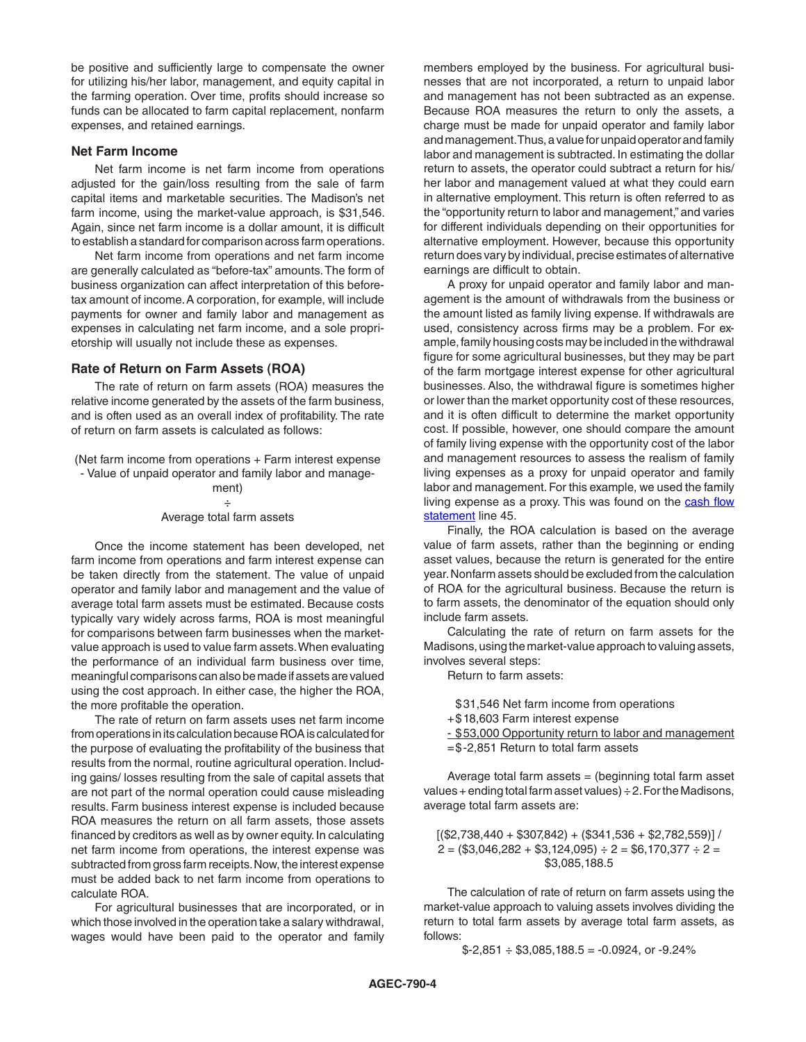be positive and sufficiently large to compensate the owner for utilizing his/her labor, management, and equity capital in the farming operation. Over time, profits should increase so funds can be allocated to farm capital replacement, nonfarm expenses, and retained earnings.

### Net Farm Income

Net farm income is net farm income from operations adjusted for the gain/loss resulting from the sale of farm capital items and marketable securities. The Madison's net farm income, using the market-value approach, is $31,546. Again, since net farm income is a dollar amount, it is difficult to establish a standard for comparison across farm operations.

Net farm income from operations and net farm income are generally calculated as "before-tax" amounts. The form of business organization can affect interpretation of this before-tax amount of income. A corporation, for example, will include payments for owner and family labor and management as expenses in calculating net farm income, and a sole proprietorship will usually not include these as expenses.

### Rate of Return on Farm Assets (ROA)

The rate of return on farm assets (ROA) measures the relative income generated by the assets of the farm business, and is often used as an overall index of profitability. The rate of return on farm assets is calculated as follows:

(Net farm income from operations + Farm interest expense - Value of unpaid operator and family labor and management)

÷

Average total farm assets

Once the income statement has been developed, net farm income from operations and farm interest expense can be taken directly from the statement. The value of unpaid operator and family labor and management and the value of average total farm assets must be estimated. Because costs typically vary widely across farms, ROA is most meaningful for comparisons between farm businesses when the market-value approach is used to value farm assets. When evaluating the performance of an individual farm business over time, meaningful comparisons can also be made if assets are valued using the cost approach. In either case, the higher the ROA, the more profitable the operation.

The rate of return on farm assets uses net farm income from operations in its calculation because ROA is calculated for the purpose of evaluating the profitability of the business that results from the normal, routine agricultural operation. Including gains/ losses resulting from the sale of capital assets that are not part of the normal operation could cause misleading results. Farm business interest expense is included because ROA measures the return on all farm assets, those assets financed by creditors as well as by owner equity. In calculating net farm income from operations, the interest expense was subtracted from gross farm receipts. Now, the interest expense must be added back to net farm income from operations to calculate ROA.

For agricultural businesses that are incorporated, or in which those involved in the operation take a salary withdrawal, wages would have been paid to the operator and family members employed by the business. For agricultural businesses that are not incorporated, a return to unpaid labor and management has not been subtracted as an expense. Because ROA measures the return to only the assets, a charge must be made for unpaid operator and family labor and management. Thus, a value for unpaid operator and family labor and management is subtracted. In estimating the dollar return to assets, the operator could subtract a return for his/her labor and management valued at what they could earn in alternative employment. This return is often referred to as the "opportunity return to labor and management," and varies for different individuals depending on their opportunities for alternative employment. However, because this opportunity return does vary by individual, precise estimates of alternative earnings are difficult to obtain.

A proxy for unpaid operator and family labor and management is the amount of withdrawals from the business or the amount listed as family living expense. If withdrawals are used, consistency across firms may be a problem. For example, family housing costs may be included in the withdrawal figure for some agricultural businesses, but they may be part of the farm mortgage interest expense for other agricultural businesses. Also, the withdrawal figure is sometimes higher or lower than the market opportunity cost of these resources, and it is often difficult to determine the market opportunity cost. If possible, however, one should compare the amount of family living expense with the opportunity cost of the labor and management resources to assess the realism of family living expenses as a proxy for unpaid operator and family labor and management. For this example, we used the family living expense as a proxy. This was found on the cash flow statement line 45.

Finally, the ROA calculation is based on the average value of farm assets, rather than the beginning or ending asset values, because the return is generated for the entire year. Nonfarm assets should be excluded from the calculation of ROA for the agricultural business. Because the return is to farm assets, the denominator of the equation should only include farm assets.

Calculating the rate of return on farm assets for the Madisons, using the market-value approach to valuing assets, involves several steps:

Return to farm assets:

$31,546 Net farm income from operations
+$18,603 Farm interest expense
<u>- $53,000 Opportunity return to labor and management</u>
=$-2,851 Return to total farm assets

Average total farm assets = (beginning total farm asset values + ending total farm asset values) ÷ 2. For the Madisons, average total farm assets are:

[($2,738,440 + $307,842) + ($341,536 + $2,782,559)] / 2 = ($3,046,282 + $3,124,095) ÷ 2 = $6,170,377 ÷ 2 = $3,085,188.5

The calculation of rate of return on farm assets using the market-value approach to valuing assets involves dividing the return to total farm assets by average total farm assets, as follows:

$-2,851 ÷ $3,085,188.5 = -0.0924, or -9.24%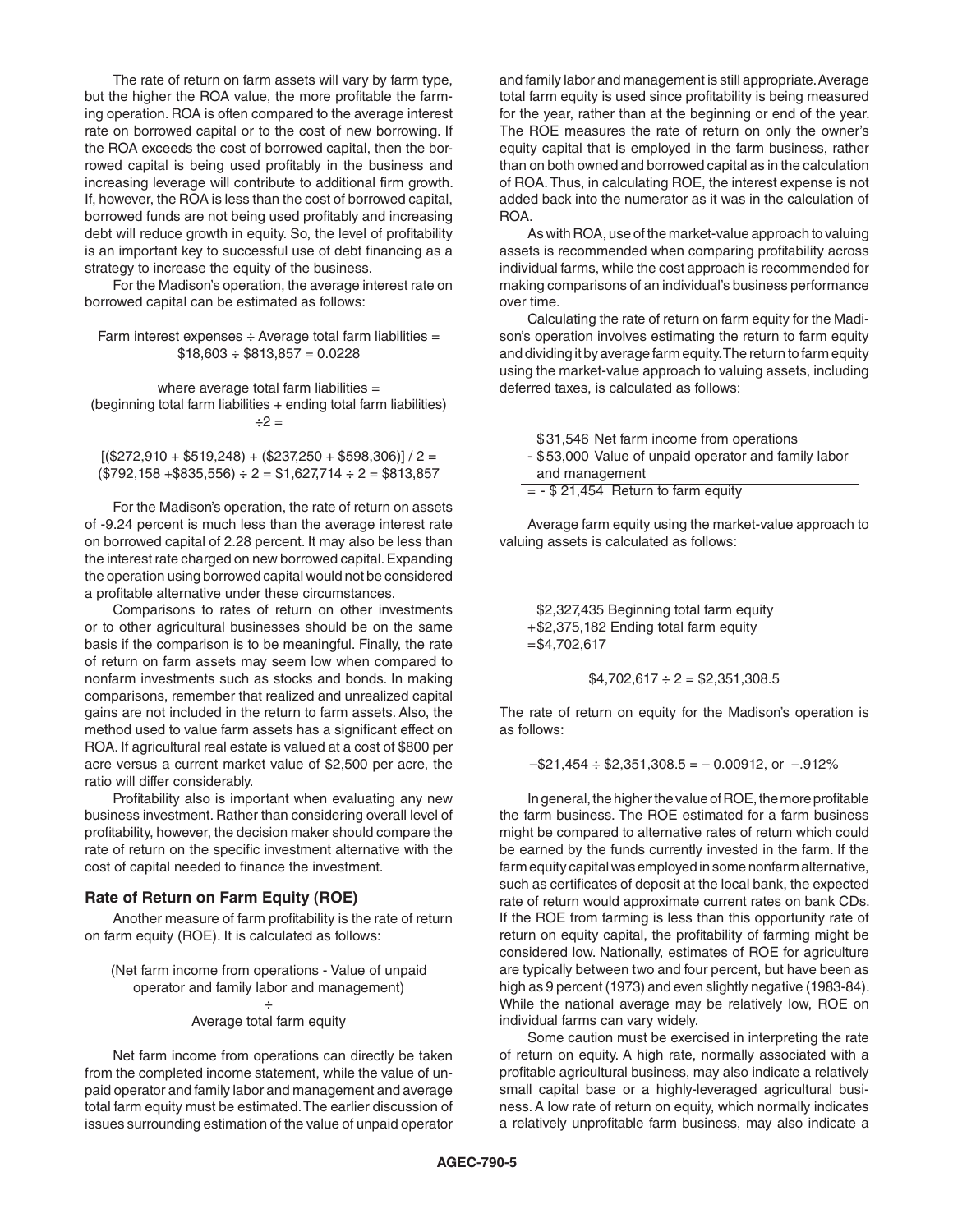The rate of return on farm assets will vary by farm type, but the higher the ROA value, the more profitable the farming operation. ROA is often compared to the average interest rate on borrowed capital or to the cost of new borrowing. If the ROA exceeds the cost of borrowed capital, then the borrowed capital is being used profitably in the business and increasing leverage will contribute to additional firm growth. If, however, the ROA is less than the cost of borrowed capital, borrowed funds are not being used profitably and increasing debt will reduce growth in equity. So, the level of profitability is an important key to successful use of debt financing as a strategy to increase the equity of the business.

For the Madison's operation, the average interest rate on borrowed capital can be estimated as follows:

$$\text{Farm interest expenses} \div \text{Average total farm liabilities} = \$18{,}603 \div \$813{,}857 = 0.0228$$

where average total farm liabilities = (beginning total farm liabilities + ending total farm liabilities) ÷2 =

$$[(\$272{,}910 + \$519{,}248) + (\$237{,}250 + \$598{,}306)] / 2 = (\$792{,}158 + \$835{,}556) \div 2 = \$1{,}627{,}714 \div 2 = \$813{,}857$$

For the Madison's operation, the rate of return on assets of -9.24 percent is much less than the average interest rate on borrowed capital of 2.28 percent. It may also be less than the interest rate charged on new borrowed capital. Expanding the operation using borrowed capital would not be considered a profitable alternative under these circumstances.

Comparisons to rates of return on other investments or to other agricultural businesses should be on the same basis if the comparison is to be meaningful. Finally, the rate of return on farm assets may seem low when compared to nonfarm investments such as stocks and bonds. In making comparisons, remember that realized and unrealized capital gains are not included in the return to farm assets. Also, the method used to value farm assets has a significant effect on ROA. If agricultural real estate is valued at a cost of \$800 per acre versus a current market value of \$2,500 per acre, the ratio will differ considerably.

Profitability also is important when evaluating any new business investment. Rather than considering overall level of profitability, however, the decision maker should compare the rate of return on the specific investment alternative with the cost of capital needed to finance the investment.

### Rate of Return on Farm Equity (ROE)

Another measure of farm profitability is the rate of return on farm equity (ROE). It is calculated as follows:

$$\frac{\text{(Net farm income from operations - Value of unpaid operator and family labor and management)}}{\text{Average total farm equity}}$$

Net farm income from operations can directly be taken from the completed income statement, while the value of unpaid operator and family labor and management and average total farm equity must be estimated. The earlier discussion of issues surrounding estimation of the value of unpaid operator and family labor and management is still appropriate. Average total farm equity is used since profitability is being measured for the year, rather than at the beginning or end of the year. The ROE measures the rate of return on only the owner's equity capital that is employed in the farm business, rather than on both owned and borrowed capital as in the calculation of ROA. Thus, in calculating ROE, the interest expense is not added back into the numerator as it was in the calculation of ROA.

As with ROA, use of the market-value approach to valuing assets is recommended when comparing profitability across individual farms, while the cost approach is recommended for making comparisons of an individual's business performance over time.

Calculating the rate of return on farm equity for the Madison's operation involves estimating the return to farm equity and dividing it by average farm equity. The return to farm equity using the market-value approach to valuing assets, including deferred taxes, is calculated as follows:

| | |
|---|---|
| \$31,546 | Net farm income from operations |
| - \$53,000 | Value of unpaid operator and family labor and management |
| = - \$ 21,454 | Return to farm equity |

Average farm equity using the market-value approach to valuing assets is calculated as follows:

| | |
|---|---|
| \$2,327,435 | Beginning total farm equity |
| +\$2,375,182 | Ending total farm equity |
| =\$4,702,617 | |

$$\$4{,}702{,}617 \div 2 = \$2{,}351{,}308.5$$

The rate of return on equity for the Madison's operation is as follows:

$$-\$21{,}454 \div \$2{,}351{,}308.5 = -0.00912, \text{ or } -.912\%$$

In general, the higher the value of ROE, the more profitable the farm business. The ROE estimated for a farm business might be compared to alternative rates of return which could be earned by the funds currently invested in the farm. If the farm equity capital was employed in some nonfarm alternative, such as certificates of deposit at the local bank, the expected rate of return would approximate current rates on bank CDs. If the ROE from farming is less than this opportunity rate of return on equity capital, the profitability of farming might be considered low. Nationally, estimates of ROE for agriculture are typically between two and four percent, but have been as high as 9 percent (1973) and even slightly negative (1983-84). While the national average may be relatively low, ROE on individual farms can vary widely.

Some caution must be exercised in interpreting the rate of return on equity. A high rate, normally associated with a profitable agricultural business, may also indicate a relatively small capital base or a highly-leveraged agricultural business. A low rate of return on equity, which normally indicates a relatively unprofitable farm business, may also indicate a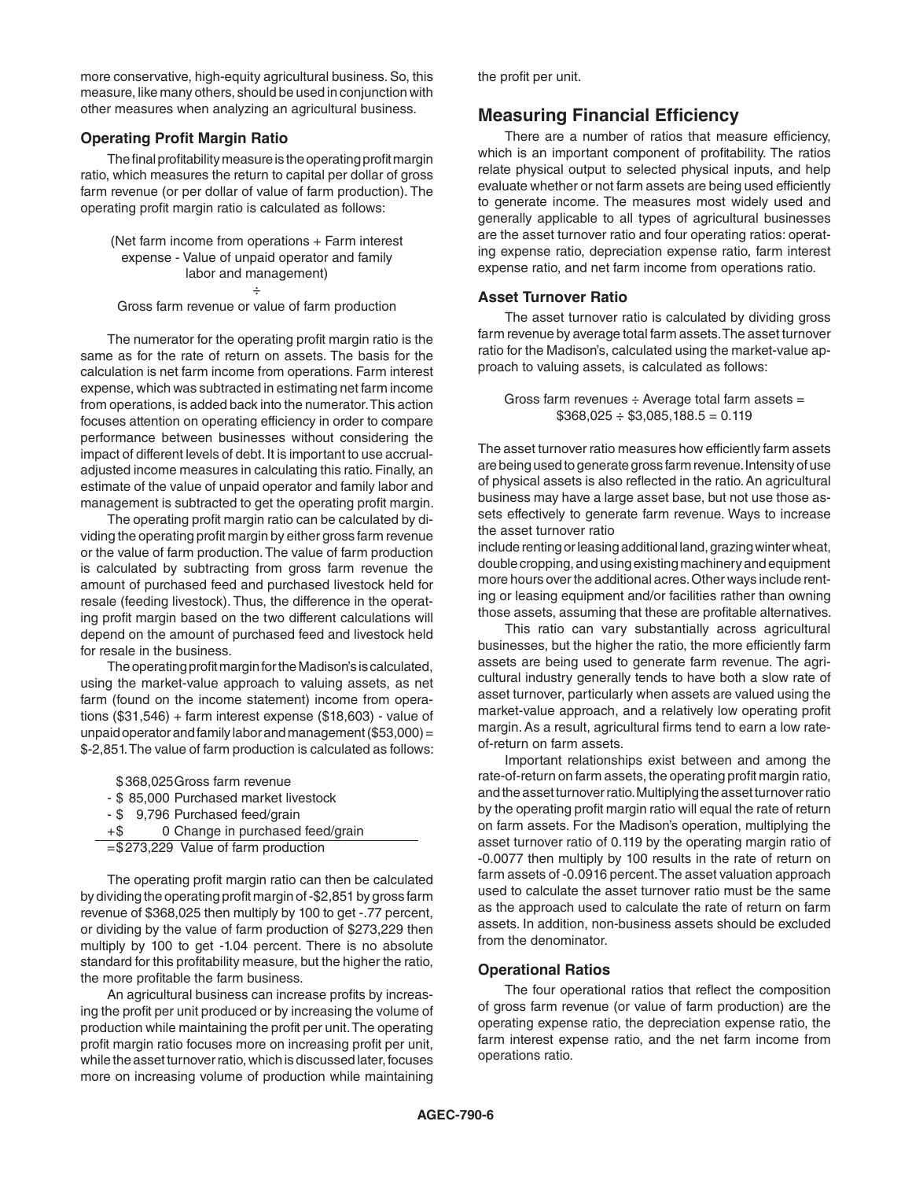more conservative, high-equity agricultural business. So, this measure, like many others, should be used in conjunction with other measures when analyzing an agricultural business.

### Operating Profit Margin Ratio

The final profitability measure is the operating profit margin ratio, which measures the return to capital per dollar of gross farm revenue (or per dollar of value of farm production). The operating profit margin ratio is calculated as follows:

(Net farm income from operations + Farm interest expense - Value of unpaid operator and family labor and management)

÷

Gross farm revenue or value of farm production

The numerator for the operating profit margin ratio is the same as for the rate of return on assets. The basis for the calculation is net farm income from operations. Farm interest expense, which was subtracted in estimating net farm income from operations, is added back into the numerator. This action focuses attention on operating efficiency in order to compare performance between businesses without considering the impact of different levels of debt. It is important to use accrual-adjusted income measures in calculating this ratio. Finally, an estimate of the value of unpaid operator and family labor and management is subtracted to get the operating profit margin.

The operating profit margin ratio can be calculated by dividing the operating profit margin by either gross farm revenue or the value of farm production. The value of farm production is calculated by subtracting from gross farm revenue the amount of purchased feed and purchased livestock held for resale (feeding livestock). Thus, the difference in the operating profit margin based on the two different calculations will depend on the amount of purchased feed and livestock held for resale in the business.

The operating profit margin for the Madison's is calculated, using the market-value approach to valuing assets, as net farm (found on the income statement) income from operations ($31,546) + farm interest expense ($18,603) - value of unpaid operator and family labor and management ($53,000) = $-2,851. The value of farm production is calculated as follows:

| | |
|---|---|
| $368,025 | Gross farm revenue |
| - $ 85,000 | Purchased market livestock |
| - $ 9,796 | Purchased feed/grain |
| +$ 0 | Change in purchased feed/grain |
| =$273,229 | Value of farm production |

The operating profit margin ratio can then be calculated by dividing the operating profit margin of -$2,851 by gross farm revenue of $368,025 then multiply by 100 to get -.77 percent, or dividing by the value of farm production of $273,229 then multiply by 100 to get -1.04 percent. There is no absolute standard for this profitability measure, but the higher the ratio, the more profitable the farm business.

An agricultural business can increase profits by increasing the profit per unit produced or by increasing the volume of production while maintaining the profit per unit. The operating profit margin ratio focuses more on increasing profit per unit, while the asset turnover ratio, which is discussed later, focuses more on increasing volume of production while maintaining the profit per unit.

## Measuring Financial Efficiency

There are a number of ratios that measure efficiency, which is an important component of profitability. The ratios relate physical output to selected physical inputs, and help evaluate whether or not farm assets are being used efficiently to generate income. The measures most widely used and generally applicable to all types of agricultural businesses are the asset turnover ratio and four operating ratios: operating expense ratio, depreciation expense ratio, farm interest expense ratio, and net farm income from operations ratio.

### Asset Turnover Ratio

The asset turnover ratio is calculated by dividing gross farm revenue by average total farm assets. The asset turnover ratio for the Madison's, calculated using the market-value approach to valuing assets, is calculated as follows:

Gross farm revenues ÷ Average total farm assets = $368,025 ÷ $3,085,188.5 = 0.119

The asset turnover ratio measures how efficiently farm assets are being used to generate gross farm revenue. Intensity of use of physical assets is also reflected in the ratio. An agricultural business may have a large asset base, but not use those assets effectively to generate farm revenue. Ways to increase the asset turnover ratio include renting or leasing additional land, grazing winter wheat, double cropping, and using existing machinery and equipment more hours over the additional acres. Other ways include renting or leasing equipment and/or facilities rather than owning those assets, assuming that these are profitable alternatives.

This ratio can vary substantially across agricultural businesses, but the higher the ratio, the more efficiently farm assets are being used to generate farm revenue. The agricultural industry generally tends to have both a slow rate of asset turnover, particularly when assets are valued using the market-value approach, and a relatively low operating profit margin. As a result, agricultural firms tend to earn a low rate-of-return on farm assets.

Important relationships exist between and among the rate-of-return on farm assets, the operating profit margin ratio, and the asset turnover ratio. Multiplying the asset turnover ratio by the operating profit margin ratio will equal the rate of return on farm assets. For the Madison's operation, multiplying the asset turnover ratio of 0.119 by the operating margin ratio of -0.0077 then multiply by 100 results in the rate of return on farm assets of -0.0916 percent. The asset valuation approach used to calculate the asset turnover ratio must be the same as the approach used to calculate the rate of return on farm assets. In addition, non-business assets should be excluded from the denominator.

### Operational Ratios

The four operational ratios that reflect the composition of gross farm revenue (or value of farm production) are the operating expense ratio, the depreciation expense ratio, the farm interest expense ratio, and the net farm income from operations ratio.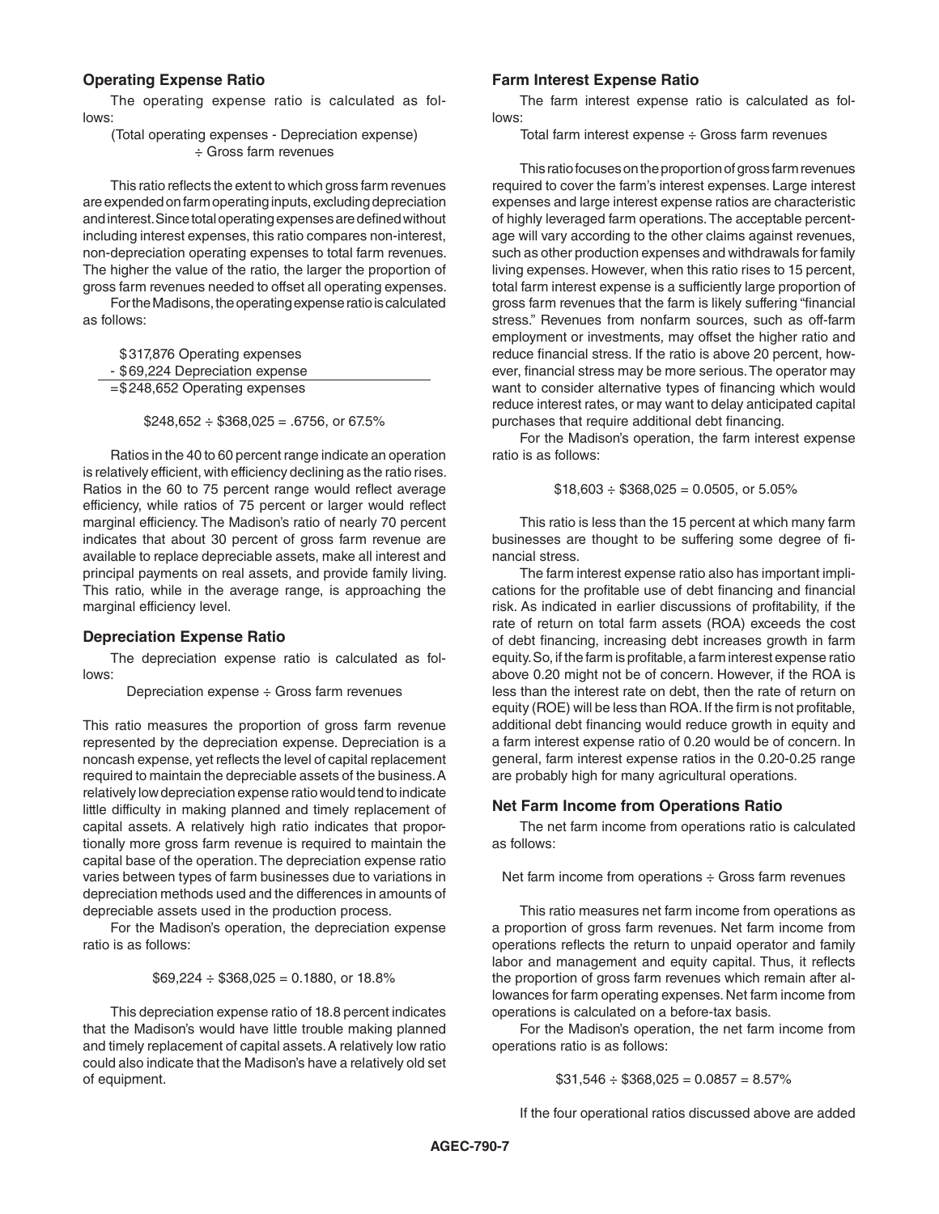### Operating Expense Ratio

The operating expense ratio is calculated as follows:

(Total operating expenses - Depreciation expense) ÷ Gross farm revenues

This ratio reflects the extent to which gross farm revenues are expended on farm operating inputs, excluding depreciation and interest. Since total operating expenses are defined without including interest expenses, this ratio compares non-interest, non-depreciation operating expenses to total farm revenues. The higher the value of the ratio, the larger the proportion of gross farm revenues needed to offset all operating expenses.

For the Madisons, the operating expense ratio is calculated as follows:

$317,876 Operating expenses
- $69,224 Depreciation expense
=$248,652 Operating expenses

$248,652 ÷ $368,025 = .6756, or 67.5%

Ratios in the 40 to 60 percent range indicate an operation is relatively efficient, with efficiency declining as the ratio rises. Ratios in the 60 to 75 percent range would reflect average efficiency, while ratios of 75 percent or larger would reflect marginal efficiency. The Madison's ratio of nearly 70 percent indicates that about 30 percent of gross farm revenue are available to replace depreciable assets, make all interest and principal payments on real assets, and provide family living. This ratio, while in the average range, is approaching the marginal efficiency level.

### Depreciation Expense Ratio

The depreciation expense ratio is calculated as follows:

Depreciation expense ÷ Gross farm revenues

This ratio measures the proportion of gross farm revenue represented by the depreciation expense. Depreciation is a noncash expense, yet reflects the level of capital replacement required to maintain the depreciable assets of the business. A relatively low depreciation expense ratio would tend to indicate little difficulty in making planned and timely replacement of capital assets. A relatively high ratio indicates that proportionally more gross farm revenue is required to maintain the capital base of the operation. The depreciation expense ratio varies between types of farm businesses due to variations in depreciation methods used and the differences in amounts of depreciable assets used in the production process.

For the Madison's operation, the depreciation expense ratio is as follows:

$69,224 ÷ $368,025 = 0.1880, or 18.8%

This depreciation expense ratio of 18.8 percent indicates that the Madison's would have little trouble making planned and timely replacement of capital assets. A relatively low ratio could also indicate that the Madison's have a relatively old set of equipment.

### Farm Interest Expense Ratio

The farm interest expense ratio is calculated as follows:

Total farm interest expense ÷ Gross farm revenues

This ratio focuses on the proportion of gross farm revenues required to cover the farm's interest expenses. Large interest expenses and large interest expense ratios are characteristic of highly leveraged farm operations. The acceptable percentage will vary according to the other claims against revenues, such as other production expenses and withdrawals for family living expenses. However, when this ratio rises to 15 percent, total farm interest expense is a sufficiently large proportion of gross farm revenues that the farm is likely suffering "financial stress." Revenues from nonfarm sources, such as off-farm employment or investments, may offset the higher ratio and reduce financial stress. If the ratio is above 20 percent, however, financial stress may be more serious. The operator may want to consider alternative types of financing which would reduce interest rates, or may want to delay anticipated capital purchases that require additional debt financing.

For the Madison's operation, the farm interest expense ratio is as follows:

$18,603 ÷ $368,025 = 0.0505, or 5.05%

This ratio is less than the 15 percent at which many farm businesses are thought to be suffering some degree of financial stress.

The farm interest expense ratio also has important implications for the profitable use of debt financing and financial risk. As indicated in earlier discussions of profitability, if the rate of return on total farm assets (ROA) exceeds the cost of debt financing, increasing debt increases growth in farm equity. So, if the farm is profitable, a farm interest expense ratio above 0.20 might not be of concern. However, if the ROA is less than the interest rate on debt, then the rate of return on equity (ROE) will be less than ROA. If the firm is not profitable, additional debt financing would reduce growth in equity and a farm interest expense ratio of 0.20 would be of concern. In general, farm interest expense ratios in the 0.20-0.25 range are probably high for many agricultural operations.

### Net Farm Income from Operations Ratio

The net farm income from operations ratio is calculated as follows:

Net farm income from operations ÷ Gross farm revenues

This ratio measures net farm income from operations as a proportion of gross farm revenues. Net farm income from operations reflects the return to unpaid operator and family labor and management and equity capital. Thus, it reflects the proportion of gross farm revenues which remain after allowances for farm operating expenses. Net farm income from operations is calculated on a before-tax basis.

For the Madison's operation, the net farm income from operations ratio is as follows:

$31,546 ÷ $368,025 = 0.0857 = 8.57%

If the four operational ratios discussed above are added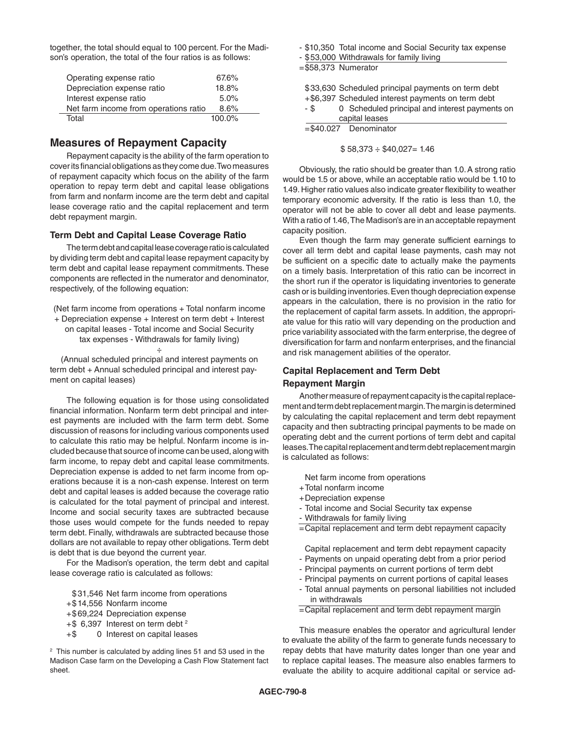together, the total should equal to 100 percent. For the Madison's operation, the total of the four ratios is as follows:

| | |
|---|---|
| Operating expense ratio | 67.6% |
| Depreciation expense ratio | 18.8% |
| Interest expense ratio | 5.0% |
| Net farm income from operations ratio | 8.6% |
| Total | 100.0% |

## Measures of Repayment Capacity

Repayment capacity is the ability of the farm operation to cover its financial obligations as they come due. Two measures of repayment capacity which focus on the ability of the farm operation to repay term debt and capital lease obligations from farm and nonfarm income are the term debt and capital lease coverage ratio and the capital replacement and term debt repayment margin.

### Term Debt and Capital Lease Coverage Ratio

The term debt and capital lease coverage ratio is calculated by dividing term debt and capital lease repayment capacity by term debt and capital lease repayment commitments. These components are reflected in the numerator and denominator, respectively, of the following equation:

(Net farm income from operations + Total nonfarm income + Depreciation expense + Interest on term debt + Interest on capital leases - Total income and Social Security tax expenses - Withdrawals for family living)

÷

(Annual scheduled principal and interest payments on term debt + Annual scheduled principal and interest payment on capital leases)

The following equation is for those using consolidated financial information. Nonfarm term debt principal and interest payments are included with the farm term debt. Some discussion of reasons for including various components used to calculate this ratio may be helpful. Nonfarm income is included because that source of income can be used, along with farm income, to repay debt and capital lease commitments. Depreciation expense is added to net farm income from operations because it is a non-cash expense. Interest on term debt and capital leases is added because the coverage ratio is calculated for the total payment of principal and interest. Income and social security taxes are subtracted because those uses would compete for the funds needed to repay term debt. Finally, withdrawals are subtracted because those dollars are not available to repay other obligations. Term debt is debt that is due beyond the current year.

For the Madison's operation, the term debt and capital lease coverage ratio is calculated as follows:

$31,546 Net farm income from operations
+$14,556 Nonfarm income
+$69,224 Depreciation expense
+$ 6,397 Interest on term debt [2]
+$ 0 Interest on capital leases
- $10,350 Total income and Social Security tax expense
- $53,000 Withdrawals for family living
=$58,373 Numerator

$33,630 Scheduled principal payments on term debt
+$6,397 Scheduled interest payments on term debt
- $ 0 Scheduled principal and interest payments on capital leases
=$40.027 Denominator

$ 58,373 ÷ $40,027= 1.46

Obviously, the ratio should be greater than 1.0. A strong ratio would be 1.5 or above, while an acceptable ratio would be 1.10 to 1.49. Higher ratio values also indicate greater flexibility to weather temporary economic adversity. If the ratio is less than 1.0, the operator will not be able to cover all debt and lease payments. With a ratio of 1.46, The Madison's are in an acceptable repayment capacity position.

Even though the farm may generate sufficient earnings to cover all term debt and capital lease payments, cash may not be sufficient on a specific date to actually make the payments on a timely basis. Interpretation of this ratio can be incorrect in the short run if the operator is liquidating inventories to generate cash or is building inventories. Even though depreciation expense appears in the calculation, there is no provision in the ratio for the replacement of capital farm assets. In addition, the appropriate value for this ratio will vary depending on the production and price variability associated with the farm enterprise, the degree of diversification for farm and nonfarm enterprises, and the financial and risk management abilities of the operator.

### Capital Replacement and Term Debt Repayment Margin

Another measure of repayment capacity is the capital replacement and term debt replacement margin. The margin is determined by calculating the capital replacement and term debt repayment capacity and then subtracting principal payments to be made on operating debt and the current portions of term debt and capital leases. The capital replacement and term debt replacement margin is calculated as follows:

Net farm income from operations
+Total nonfarm income
+Depreciation expense
- Total income and Social Security tax expense
- Withdrawals for family living
=Capital replacement and term debt repayment capacity

Capital replacement and term debt repayment capacity
- Payments on unpaid operating debt from a prior period
- Principal payments on current portions of term debt
- Principal payments on current portions of capital leases
- Total annual payments on personal liabilities not included in withdrawals
=Capital replacement and term debt repayment margin

This measure enables the operator and agricultural lender to evaluate the ability of the farm to generate funds necessary to repay debts that have maturity dates longer than one year and to replace capital leases. The measure also enables farmers to evaluate the ability to acquire additional capital or service ad-

[2] This number is calculated by adding lines 51 and 53 used in the Madison Case farm on the Developing a Cash Flow Statement fact sheet.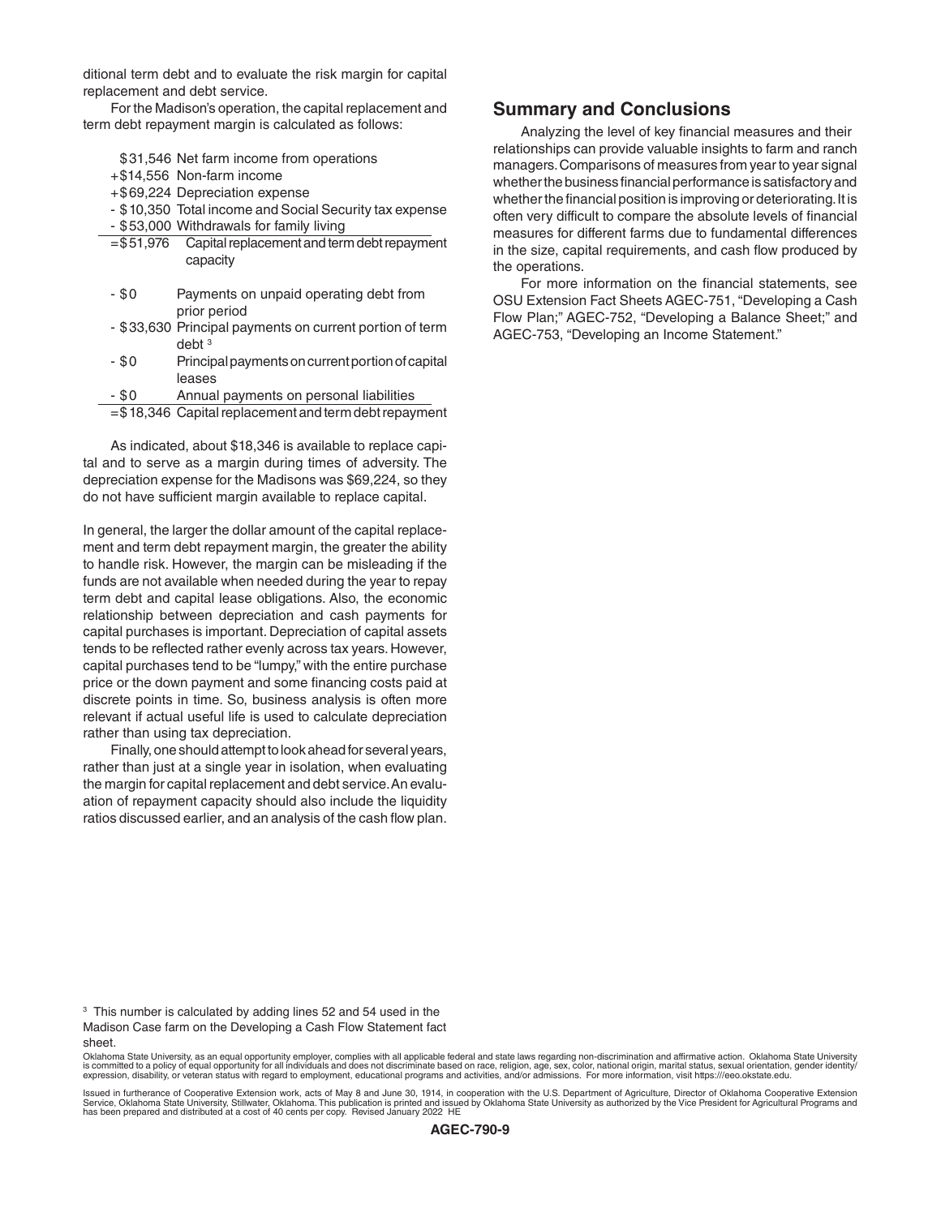ditional term debt and to evaluate the risk margin for capital replacement and debt service.

For the Madison's operation, the capital replacement and term debt repayment margin is calculated as follows:

| | |
|---|---|
| $31,546 | Net farm income from operations |
| +$14,556 | Non-farm income |
| +$69,224 | Depreciation expense |
| - $10,350 | Total income and Social Security tax expense |
| - $53,000 | Withdrawals for family living |
| =$51,976 | Capital replacement and term debt repayment capacity |
| - $0 | Payments on unpaid operating debt from prior period |
| - $33,630 | Principal payments on current portion of term debt [3] |
| - $0 | Principal payments on current portion of capital leases |
| - $0 | Annual payments on personal liabilities |
| =$18,346 | Capital replacement and term debt repayment |

As indicated, about $18,346 is available to replace capital and to serve as a margin during times of adversity. The depreciation expense for the Madisons was $69,224, so they do not have sufficient margin available to replace capital.

In general, the larger the dollar amount of the capital replacement and term debt repayment margin, the greater the ability to handle risk. However, the margin can be misleading if the funds are not available when needed during the year to repay term debt and capital lease obligations. Also, the economic relationship between depreciation and cash payments for capital purchases is important. Depreciation of capital assets tends to be reflected rather evenly across tax years. However, capital purchases tend to be "lumpy," with the entire purchase price or the down payment and some financing costs paid at discrete points in time. So, business analysis is often more relevant if actual useful life is used to calculate depreciation rather than using tax depreciation.

Finally, one should attempt to look ahead for several years, rather than just at a single year in isolation, when evaluating the margin for capital replacement and debt service. An evaluation of repayment capacity should also include the liquidity ratios discussed earlier, and an analysis of the cash flow plan.

## Summary and Conclusions

Analyzing the level of key financial measures and their relationships can provide valuable insights to farm and ranch managers. Comparisons of measures from year to year signal whether the business financial performance is satisfactory and whether the financial position is improving or deteriorating. It is often very difficult to compare the absolute levels of financial measures for different farms due to fundamental differences in the size, capital requirements, and cash flow produced by the operations.

For more information on the financial statements, see OSU Extension Fact Sheets AGEC-751, "Developing a Cash Flow Plan;" AGEC-752, "Developing a Balance Sheet;" and AGEC-753, "Developing an Income Statement."

[3] This number is calculated by adding lines 52 and 54 used in the Madison Case farm on the Developing a Cash Flow Statement fact sheet.

Oklahoma State University, as an equal opportunity employer, complies with all applicable federal and state laws regarding non-discrimination and affirmative action. Oklahoma State University is committed to a policy of equal opportunity for all individuals and does not discriminate based on race, religion, age, sex, color, national origin, marital status, sexual orientation, gender identity/expression, disability, or veteran status with regard to employment, educational programs and activities, and/or admissions. For more information, visit https:///eeo.okstate.edu.

Issued in furtherance of Cooperative Extension work, acts of May 8 and June 30, 1914, in cooperation with the U.S. Department of Agriculture, Director of Oklahoma Cooperative Extension Service, Oklahoma State University, Stillwater, Oklahoma. This publication is printed and issued by Oklahoma State University as authorized by the Vice President for Agricultural Programs and has been prepared and distributed at a cost of 40 cents per copy. Revised January 2022 HE